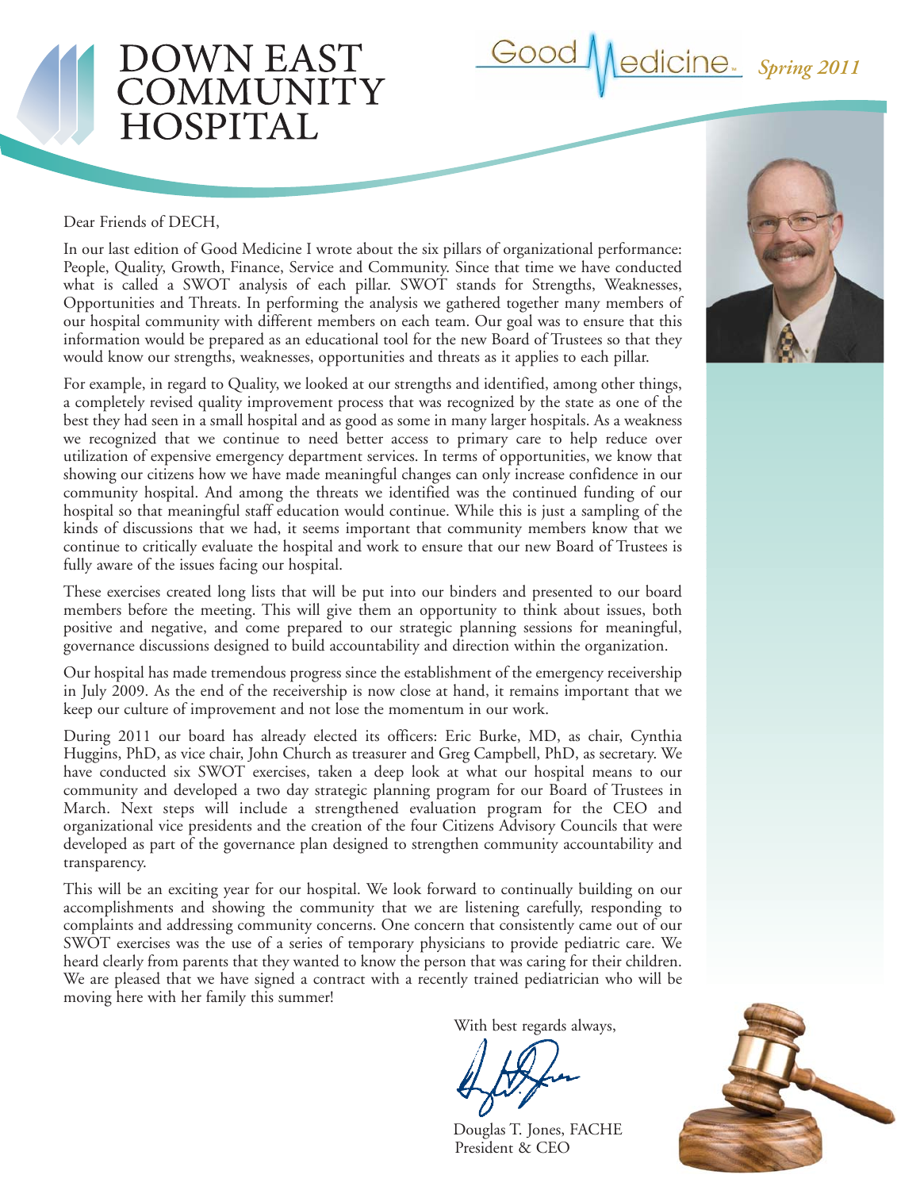# DOWN EAST COMMUNITY HOSPITAL

Good Medicine *Spring 2011*

Dear Friends of DECH,

In our last edition of Good Medicine I wrote about the six pillars of organizational performance: People, Quality, Growth, Finance, Service and Community. Since that time we have conducted what is called a SWOT analysis of each pillar. SWOT stands for Strengths, Weaknesses, Opportunities and Threats. In performing the analysis we gathered together many members of our hospital community with different members on each team. Our goal was to ensure that this information would be prepared as an educational tool for the new Board of Trustees so that they would know our strengths, weaknesses, opportunities and threats as it applies to each pillar.

For example, in regard to Quality, we looked at our strengths and identified, among other things, a completely revised quality improvement process that was recognized by the state as one of the best they had seen in a small hospital and as good as some in many larger hospitals. As a weakness we recognized that we continue to need better access to primary care to help reduce over utilization of expensive emergency department services. In terms of opportunities, we know that showing our citizens how we have made meaningful changes can only increase confidence in our community hospital. And among the threats we identified was the continued funding of our hospital so that meaningful staff education would continue. While this is just a sampling of the kinds of discussions that we had, it seems important that community members know that we continue to critically evaluate the hospital and work to ensure that our new Board of Trustees is fully aware of the issues facing our hospital.

These exercises created long lists that will be put into our binders and presented to our board members before the meeting. This will give them an opportunity to think about issues, both positive and negative, and come prepared to our strategic planning sessions for meaningful, governance discussions designed to build accountability and direction within the organization.

Our hospital has made tremendous progress since the establishment of the emergency receivership in July 2009. As the end of the receivership is now close at hand, it remains important that we keep our culture of improvement and not lose the momentum in our work.

During 2011 our board has already elected its officers: Eric Burke, MD, as chair, Cynthia Huggins, PhD, as vice chair, John Church as treasurer and Greg Campbell, PhD, as secretary. We have conducted six SWOT exercises, taken a deep look at what our hospital means to our community and developed a two day strategic planning program for our Board of Trustees in March. Next steps will include a strengthened evaluation program for the CEO and organizational vice presidents and the creation of the four Citizens Advisory Councils that were developed as part of the governance plan designed to strengthen community accountability and transparency.

This will be an exciting year for our hospital. We look forward to continually building on our accomplishments and showing the community that we are listening carefully, responding to complaints and addressing community concerns. One concern that consistently came out of our SWOT exercises was the use of a series of temporary physicians to provide pediatric care. We heard clearly from parents that they wanted to know the person that was caring for their children. We are pleased that we have signed a contract with a recently trained pediatrician who will be moving here with her family this summer!

With best regards always,

Douglas T. Jones, FACHE
President & CEO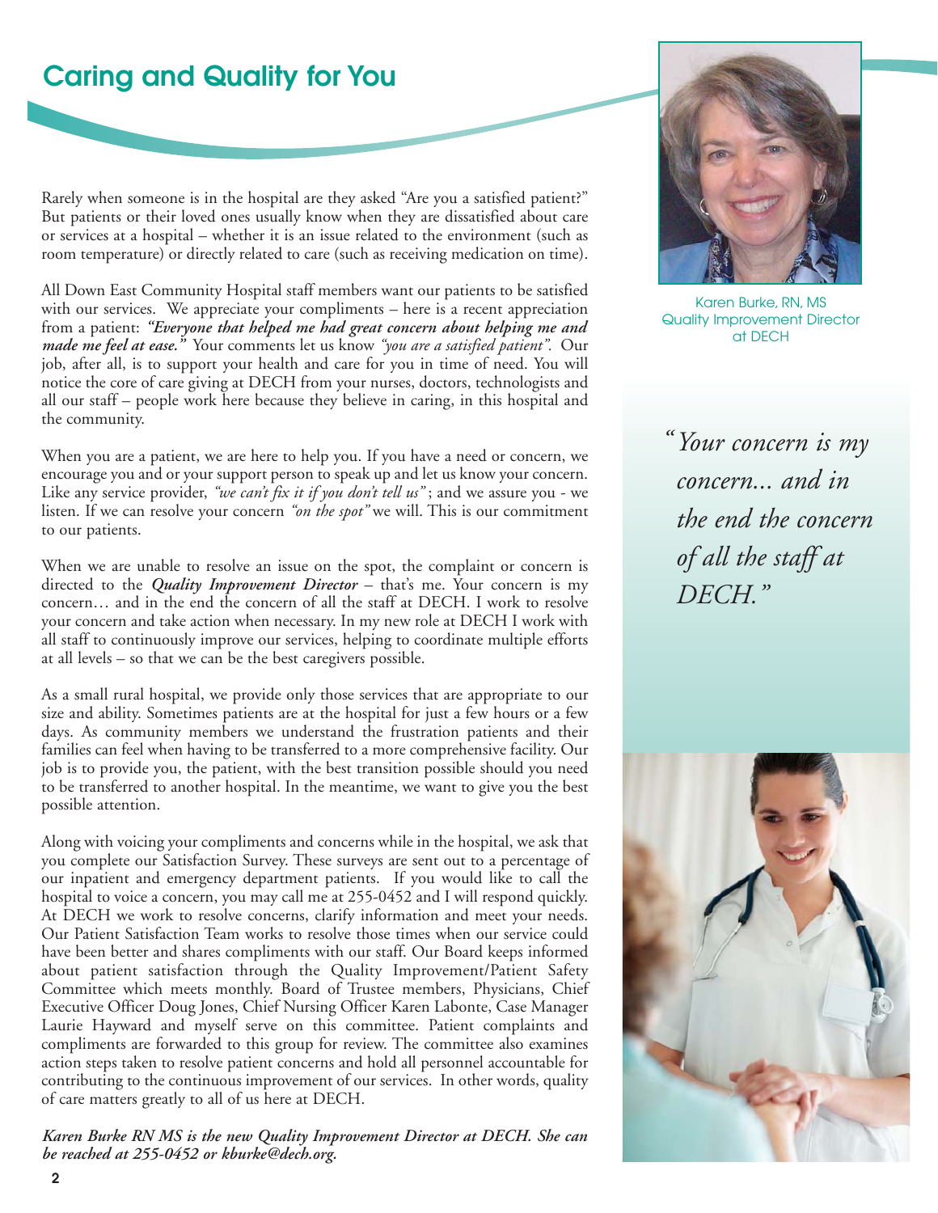# Caring and Quality for You

Rarely when someone is in the hospital are they asked "Are you a satisfied patient?" But patients or their loved ones usually know when they are dissatisfied about care or services at a hospital – whether it is an issue related to the environment (such as room temperature) or directly related to care (such as receiving medication on time).

All Down East Community Hospital staff members want our patients to be satisfied with our services. We appreciate your compliments – here is a recent appreciation from a patient: ***"Everyone that helped me had great concern about helping me and made me feel at ease."*** Your comments let us know *"you are a satisfied patient".* Our job, after all, is to support your health and care for you in time of need. You will notice the core of care giving at DECH from your nurses, doctors, technologists and all our staff – people work here because they believe in caring, in this hospital and the community.

When you are a patient, we are here to help you. If you have a need or concern, we encourage you and or your support person to speak up and let us know your concern. Like any service provider, *"we can't fix it if you don't tell us"*; and we assure you - we listen. If we can resolve your concern *"on the spot"* we will. This is our commitment to our patients.

When we are unable to resolve an issue on the spot, the complaint or concern is directed to the ***Quality Improvement Director*** – that's me. Your concern is my concern… and in the end the concern of all the staff at DECH. I work to resolve your concern and take action when necessary. In my new role at DECH I work with all staff to continuously improve our services, helping to coordinate multiple efforts at all levels – so that we can be the best caregivers possible.

As a small rural hospital, we provide only those services that are appropriate to our size and ability. Sometimes patients are at the hospital for just a few hours or a few days. As community members we understand the frustration patients and their families can feel when having to be transferred to a more comprehensive facility. Our job is to provide you, the patient, with the best transition possible should you need to be transferred to another hospital. In the meantime, we want to give you the best possible attention.

Along with voicing your compliments and concerns while in the hospital, we ask that you complete our Satisfaction Survey. These surveys are sent out to a percentage of our inpatient and emergency department patients. If you would like to call the hospital to voice a concern, you may call me at 255-0452 and I will respond quickly. At DECH we work to resolve concerns, clarify information and meet your needs. Our Patient Satisfaction Team works to resolve those times when our service could have been better and shares compliments with our staff. Our Board keeps informed about patient satisfaction through the Quality Improvement/Patient Safety Committee which meets monthly. Board of Trustee members, Physicians, Chief Executive Officer Doug Jones, Chief Nursing Officer Karen Labonte, Case Manager Laurie Hayward and myself serve on this committee. Patient complaints and compliments are forwarded to this group for review. The committee also examines action steps taken to resolve patient concerns and hold all personnel accountable for contributing to the continuous improvement of our services. In other words, quality of care matters greatly to all of us here at DECH.

***Karen Burke RN MS is the new Quality Improvement Director at DECH. She can be reached at 255-0452 or kburke@dech.org.***

Karen Burke, RN, MS
Quality Improvement Director at DECH

> *"Your concern is my concern... and in the end the concern of all the staff at DECH."*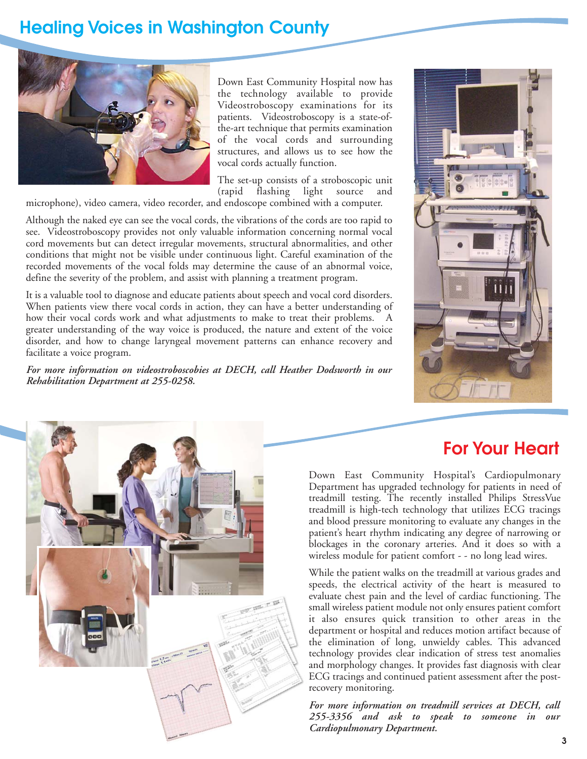# Healing Voices in Washington County

Down East Community Hospital now has the technology available to provide Videostroboscopy examinations for its patients. Videostroboscopy is a state-of-the-art technique that permits examination of the vocal cords and surrounding structures, and allows us to see how the vocal cords actually function.

The set-up consists of a stroboscopic unit (rapid flashing light source and microphone), video camera, video recorder, and endoscope combined with a computer.

Although the naked eye can see the vocal cords, the vibrations of the cords are too rapid to see. Videostroboscopy provides not only valuable information concerning normal vocal cord movements but can detect irregular movements, structural abnormalities, and other conditions that might not be visible under continuous light. Careful examination of the recorded movements of the vocal folds may determine the cause of an abnormal voice, define the severity of the problem, and assist with planning a treatment program.

It is a valuable tool to diagnose and educate patients about speech and vocal cord disorders. When patients view there vocal cords in action, they can have a better understanding of how their vocal cords work and what adjustments to make to treat their problems. A greater understanding of the way voice is produced, the nature and extent of the voice disorder, and how to change laryngeal movement patterns can enhance recovery and facilitate a voice program.

***For more information on videostroboscobies at DECH, call Heather Dodsworth in our Rehabilitation Department at 255-0258.***

# For Your Heart

Down East Community Hospital's Cardiopulmonary Department has upgraded technology for patients in need of treadmill testing. The recently installed Philips StressVue treadmill is high-tech technology that utilizes ECG tracings and blood pressure monitoring to evaluate any changes in the patient's heart rhythm indicating any degree of narrowing or blockages in the coronary arteries. And it does so with a wireless module for patient comfort - - no long lead wires.

While the patient walks on the treadmill at various grades and speeds, the electrical activity of the heart is measured to evaluate chest pain and the level of cardiac functioning. The small wireless patient module not only ensures patient comfort it also ensures quick transition to other areas in the department or hospital and reduces motion artifact because of the elimination of long, unwieldy cables. This advanced technology provides clear indication of stress test anomalies and morphology changes. It provides fast diagnosis with clear ECG tracings and continued patient assessment after the post-recovery monitoring.

***For more information on treadmill services at DECH, call 255-3356 and ask to speak to someone in our Cardiopulmonary Department.***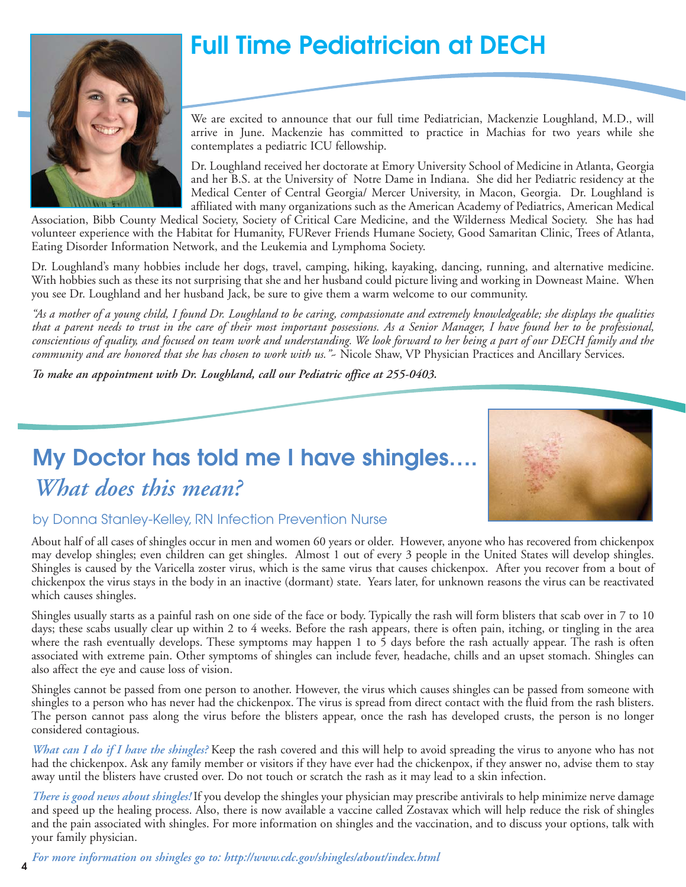# Full Time Pediatrician at DECH

We are excited to announce that our full time Pediatrician, Mackenzie Loughland, M.D., will arrive in June. Mackenzie has committed to practice in Machias for two years while she contemplates a pediatric ICU fellowship.

Dr. Loughland received her doctorate at Emory University School of Medicine in Atlanta, Georgia and her B.S. at the University of Notre Dame in Indiana. She did her Pediatric residency at the Medical Center of Central Georgia/ Mercer University, in Macon, Georgia. Dr. Loughland is affiliated with many organizations such as the American Academy of Pediatrics, American Medical Association, Bibb County Medical Society, Society of Critical Care Medicine, and the Wilderness Medical Society. She has had volunteer experience with the Habitat for Humanity, FURever Friends Humane Society, Good Samaritan Clinic, Trees of Atlanta, Eating Disorder Information Network, and the Leukemia and Lymphoma Society.

Dr. Loughland's many hobbies include her dogs, travel, camping, hiking, kayaking, dancing, running, and alternative medicine. With hobbies such as these its not surprising that she and her husband could picture living and working in Downeast Maine. When you see Dr. Loughland and her husband Jack, be sure to give them a warm welcome to our community.

*"As a mother of a young child, I found Dr. Loughland to be caring, compassionate and extremely knowledgeable; she displays the qualities that a parent needs to trust in the care of their most important possessions. As a Senior Manager, I have found her to be professional, conscientious of quality, and focused on team work and understanding. We look forward to her being a part of our DECH family and the community and are honored that she has chosen to work with us."*~ Nicole Shaw, VP Physician Practices and Ancillary Services.

***To make an appointment with Dr. Loughland, call our Pediatric office at 255-0403.***

# My Doctor has told me I have shingles…. *What does this mean?*

by Donna Stanley-Kelley, RN Infection Prevention Nurse

About half of all cases of shingles occur in men and women 60 years or older. However, anyone who has recovered from chickenpox may develop shingles; even children can get shingles. Almost 1 out of every 3 people in the United States will develop shingles. Shingles is caused by the Varicella zoster virus, which is the same virus that causes chickenpox. After you recover from a bout of chickenpox the virus stays in the body in an inactive (dormant) state. Years later, for unknown reasons the virus can be reactivated which causes shingles.

Shingles usually starts as a painful rash on one side of the face or body. Typically the rash will form blisters that scab over in 7 to 10 days; these scabs usually clear up within 2 to 4 weeks. Before the rash appears, there is often pain, itching, or tingling in the area where the rash eventually develops. These symptoms may happen 1 to 5 days before the rash actually appear. The rash is often associated with extreme pain. Other symptoms of shingles can include fever, headache, chills and an upset stomach. Shingles can also affect the eye and cause loss of vision.

Shingles cannot be passed from one person to another. However, the virus which causes shingles can be passed from someone with shingles to a person who has never had the chickenpox. The virus is spread from direct contact with the fluid from the rash blisters. The person cannot pass along the virus before the blisters appear, once the rash has developed crusts, the person is no longer considered contagious.

*What can I do if I have the shingles?* Keep the rash covered and this will help to avoid spreading the virus to anyone who has not had the chickenpox. Ask any family member or visitors if they have ever had the chickenpox, if they answer no, advise them to stay away until the blisters have crusted over. Do not touch or scratch the rash as it may lead to a skin infection.

*There is good news about shingles!* If you develop the shingles your physician may prescribe antivirals to help minimize nerve damage and speed up the healing process. Also, there is now available a vaccine called Zostavax which will help reduce the risk of shingles and the pain associated with shingles. For more information on shingles and the vaccination, and to discuss your options, talk with your family physician.

***For more information on shingles go to: http://www.cdc.gov/shingles/about/index.html***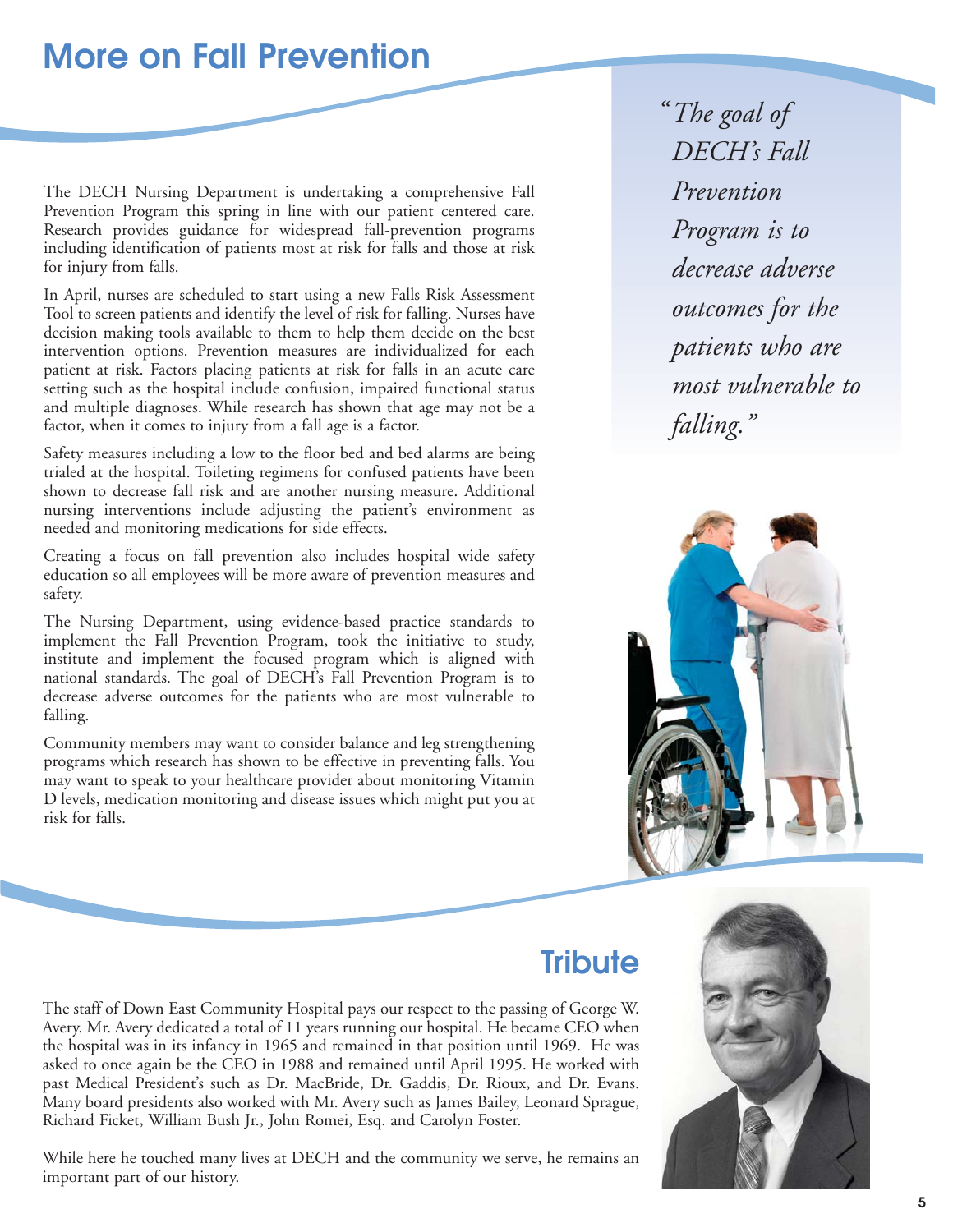# More on Fall Prevention

The DECH Nursing Department is undertaking a comprehensive Fall Prevention Program this spring in line with our patient centered care. Research provides guidance for widespread fall-prevention programs including identification of patients most at risk for falls and those at risk for injury from falls.

In April, nurses are scheduled to start using a new Falls Risk Assessment Tool to screen patients and identify the level of risk for falling. Nurses have decision making tools available to them to help them decide on the best intervention options. Prevention measures are individualized for each patient at risk. Factors placing patients at risk for falls in an acute care setting such as the hospital include confusion, impaired functional status and multiple diagnoses. While research has shown that age may not be a factor, when it comes to injury from a fall age is a factor.

Safety measures including a low to the floor bed and bed alarms are being trialed at the hospital. Toileting regimens for confused patients have been shown to decrease fall risk and are another nursing measure. Additional nursing interventions include adjusting the patient's environment as needed and monitoring medications for side effects.

Creating a focus on fall prevention also includes hospital wide safety education so all employees will be more aware of prevention measures and safety.

The Nursing Department, using evidence-based practice standards to implement the Fall Prevention Program, took the initiative to study, institute and implement the focused program which is aligned with national standards. The goal of DECH's Fall Prevention Program is to decrease adverse outcomes for the patients who are most vulnerable to falling.

Community members may want to consider balance and leg strengthening programs which research has shown to be effective in preventing falls. You may want to speak to your healthcare provider about monitoring Vitamin D levels, medication monitoring and disease issues which might put you at risk for falls.

*"The goal of DECH's Fall Prevention Program is to decrease adverse outcomes for the patients who are most vulnerable to falling."*

## Tribute

The staff of Down East Community Hospital pays our respect to the passing of George W. Avery. Mr. Avery dedicated a total of 11 years running our hospital. He became CEO when the hospital was in its infancy in 1965 and remained in that position until 1969. He was asked to once again be the CEO in 1988 and remained until April 1995. He worked with past Medical President's such as Dr. MacBride, Dr. Gaddis, Dr. Rioux, and Dr. Evans. Many board presidents also worked with Mr. Avery such as James Bailey, Leonard Sprague, Richard Ficket, William Bush Jr., John Romei, Esq. and Carolyn Foster.

While here he touched many lives at DECH and the community we serve, he remains an important part of our history.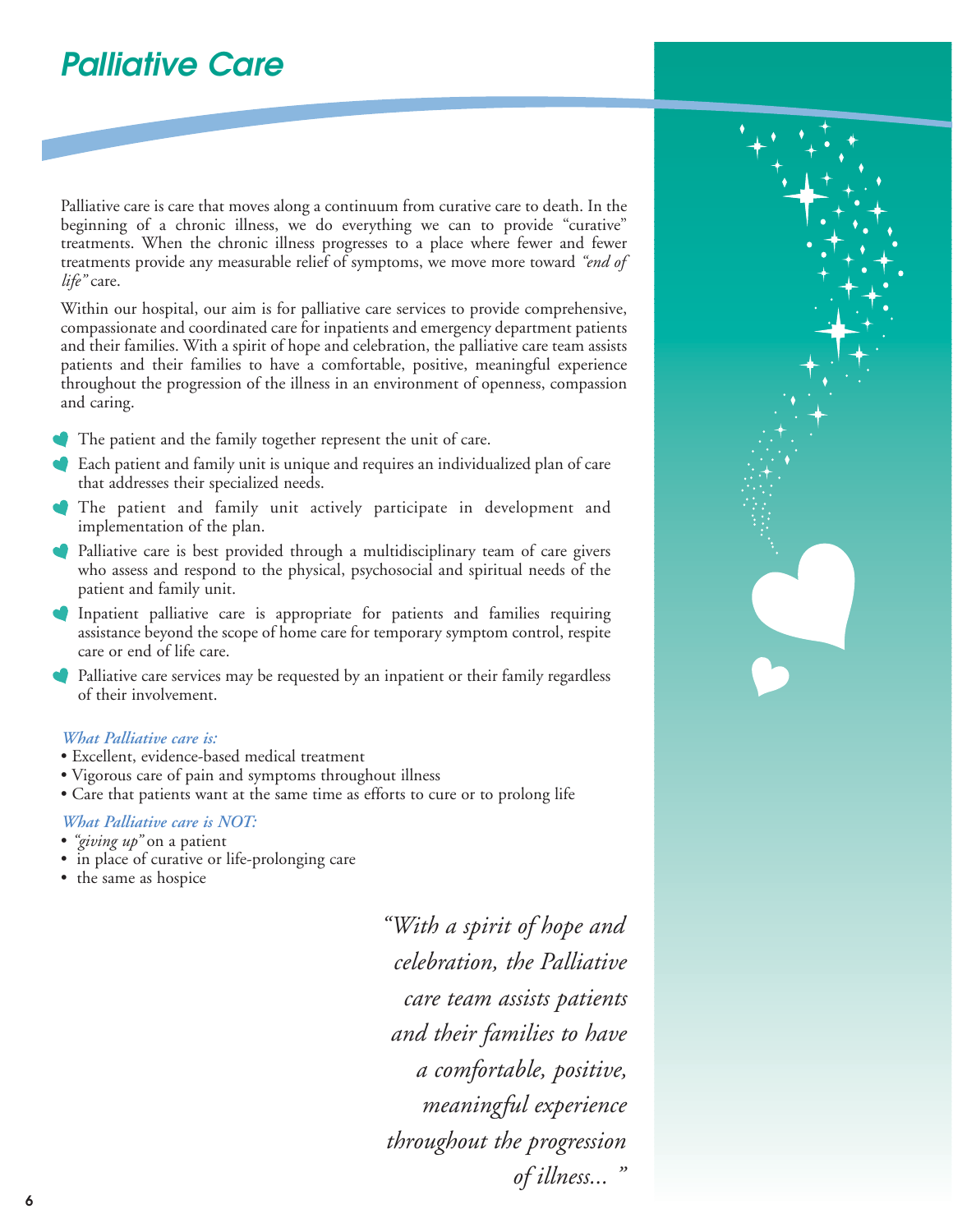# Palliative Care

Palliative care is care that moves along a continuum from curative care to death. In the beginning of a chronic illness, we do everything we can to provide "curative" treatments. When the chronic illness progresses to a place where fewer and fewer treatments provide any measurable relief of symptoms, we move more toward *"end of life"* care.

Within our hospital, our aim is for palliative care services to provide comprehensive, compassionate and coordinated care for inpatients and emergency department patients and their families. With a spirit of hope and celebration, the palliative care team assists patients and their families to have a comfortable, positive, meaningful experience throughout the progression of the illness in an environment of openness, compassion and caring.

- The patient and the family together represent the unit of care.
- Each patient and family unit is unique and requires an individualized plan of care that addresses their specialized needs.
- The patient and family unit actively participate in development and implementation of the plan.
- Palliative care is best provided through a multidisciplinary team of care givers who assess and respond to the physical, psychosocial and spiritual needs of the patient and family unit.
- Inpatient palliative care is appropriate for patients and families requiring assistance beyond the scope of home care for temporary symptom control, respite care or end of life care.
- Palliative care services may be requested by an inpatient or their family regardless of their involvement.

*What Palliative care is:*

- Excellent, evidence-based medical treatment
- Vigorous care of pain and symptoms throughout illness
- Care that patients want at the same time as efforts to cure or to prolong life

*What Palliative care is NOT:*

- *"giving up"* on a patient
- in place of curative or life-prolonging care
- the same as hospice

*"With a spirit of hope and celebration, the Palliative care team assists patients and their families to have a comfortable, positive, meaningful experience throughout the progression of illness... "*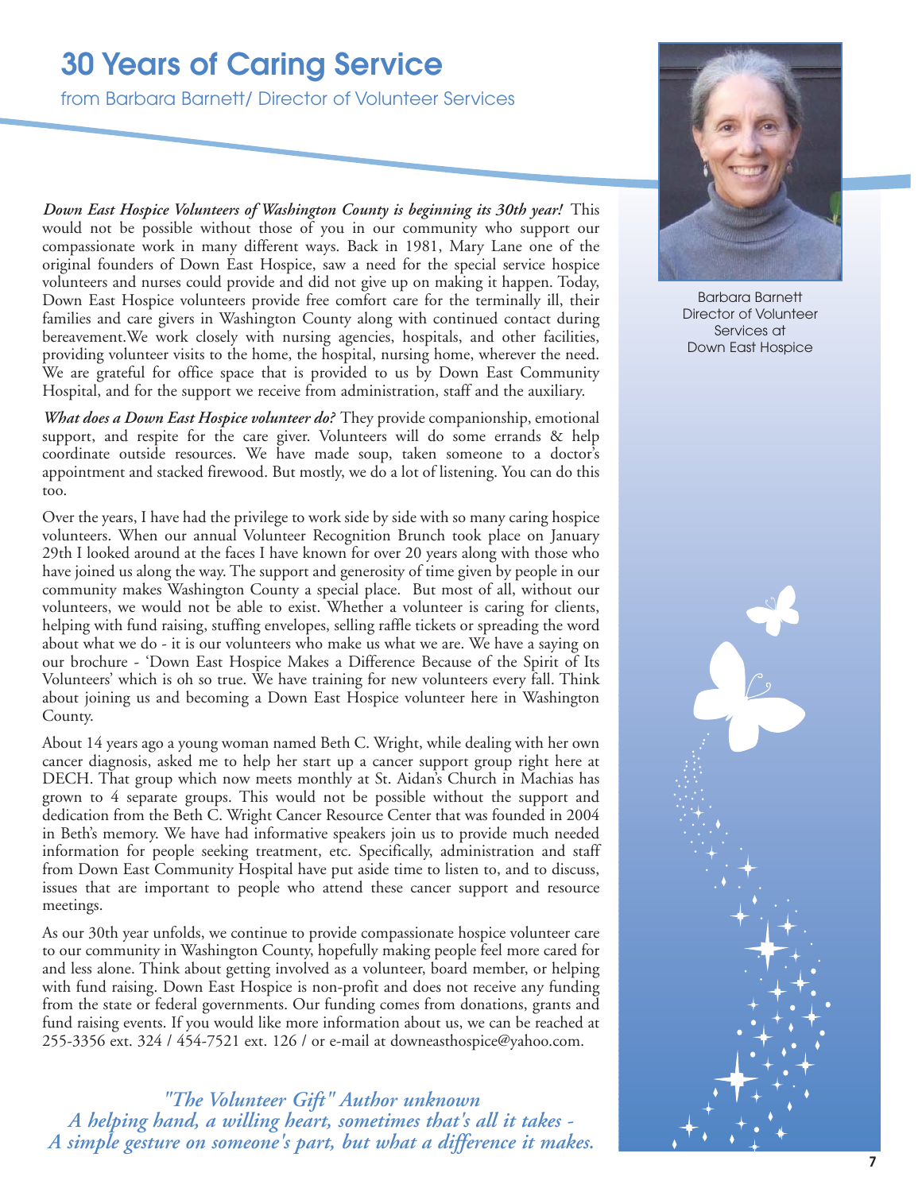# 30 Years of Caring Service

from Barbara Barnett/ Director of Volunteer Services

Barbara Barnett
Director of Volunteer Services at Down East Hospice

***Down East Hospice Volunteers of Washington County is beginning its 30th year!*** This would not be possible without those of you in our community who support our compassionate work in many different ways. Back in 1981, Mary Lane one of the original founders of Down East Hospice, saw a need for the special service hospice volunteers and nurses could provide and did not give up on making it happen. Today, Down East Hospice volunteers provide free comfort care for the terminally ill, their families and care givers in Washington County along with continued contact during bereavement.We work closely with nursing agencies, hospitals, and other facilities, providing volunteer visits to the home, the hospital, nursing home, wherever the need. We are grateful for office space that is provided to us by Down East Community Hospital, and for the support we receive from administration, staff and the auxiliary.

***What does a Down East Hospice volunteer do?*** They provide companionship, emotional support, and respite for the care giver. Volunteers will do some errands & help coordinate outside resources. We have made soup, taken someone to a doctor's appointment and stacked firewood. But mostly, we do a lot of listening. You can do this too.

Over the years, I have had the privilege to work side by side with so many caring hospice volunteers. When our annual Volunteer Recognition Brunch took place on January 29th I looked around at the faces I have known for over 20 years along with those who have joined us along the way. The support and generosity of time given by people in our community makes Washington County a special place. But most of all, without our volunteers, we would not be able to exist. Whether a volunteer is caring for clients, helping with fund raising, stuffing envelopes, selling raffle tickets or spreading the word about what we do - it is our volunteers who make us what we are. We have a saying on our brochure - 'Down East Hospice Makes a Difference Because of the Spirit of Its Volunteers' which is oh so true. We have training for new volunteers every fall. Think about joining us and becoming a Down East Hospice volunteer here in Washington County.

About 14 years ago a young woman named Beth C. Wright, while dealing with her own cancer diagnosis, asked me to help her start up a cancer support group right here at DECH. That group which now meets monthly at St. Aidan's Church in Machias has grown to 4 separate groups. This would not be possible without the support and dedication from the Beth C. Wright Cancer Resource Center that was founded in 2004 in Beth's memory. We have had informative speakers join us to provide much needed information for people seeking treatment, etc. Specifically, administration and staff from Down East Community Hospital have put aside time to listen to, and to discuss, issues that are important to people who attend these cancer support and resource meetings.

As our 30th year unfolds, we continue to provide compassionate hospice volunteer care to our community in Washington County, hopefully making people feel more cared for and less alone. Think about getting involved as a volunteer, board member, or helping with fund raising. Down East Hospice is non-profit and does not receive any funding from the state or federal governments. Our funding comes from donations, grants and fund raising events. If you would like more information about us, we can be reached at 255-3356 ext. 324 / 454-7521 ext. 126 / or e-mail at downeasthospice@yahoo.com.

*"The Volunteer Gift" Author unknown*
*A helping hand, a willing heart, sometimes that's all it takes -*
*A simple gesture on someone's part, but what a difference it makes.*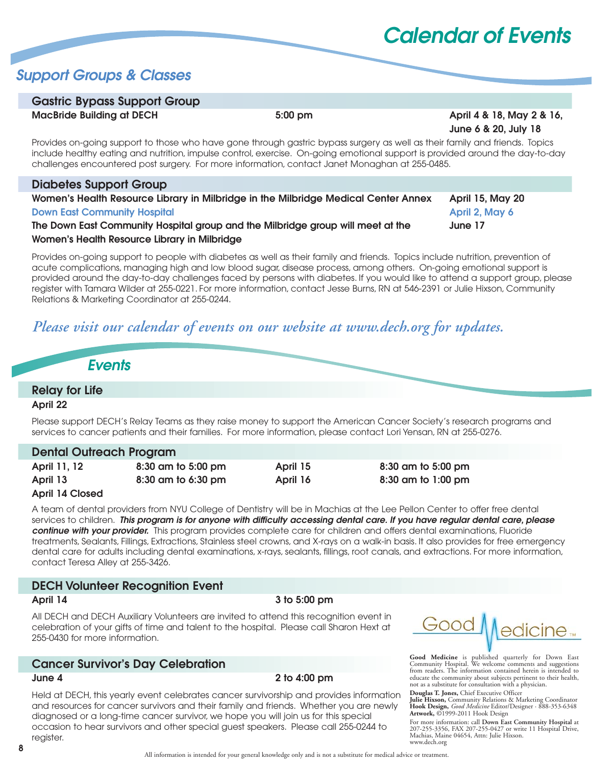# Calendar of Events

## Support Groups & Classes

### Gastric Bypass Support Group

**MacBride Building at DECH** — **5:00 pm** — **April 4 & 18, May 2 & 16, June 6 & 20, July 18**

Provides on-going support to those who have gone through gastric bypass surgery as well as their family and friends. Topics include healthy eating and nutrition, impulse control, exercise. On-going emotional support is provided around the day-to-day challenges encountered post surgery. For more information, contact Janet Monaghan at 255-0485.

### Diabetes Support Group

**Women's Health Resource Library in Milbridge in the Milbridge Medical Center Annex** — **April 15, May 20**

**Down East Community Hospital** — **April 2, May 6**

**The Down East Community Hospital group and the Milbridge group will meet at the Women's Health Resource Library in Milbridge** — **June 17**

Provides on-going support to people with diabetes as well as their family and friends. Topics include nutrition, prevention of acute complications, managing high and low blood sugar, disease process, among others. On-going emotional support is provided around the day-to-day challenges faced by persons with diabetes. If you would like to attend a support group, please register with Tamara Wilder at 255-0221. For more information, contact Jesse Burns, RN at 546-2391 or Julie Hixson, Community Relations & Marketing Coordinator at 255-0244.

*Please visit our calendar of events on our website at www.dech.org for updates.*

## Events

### Relay for Life

**April 22**

Please support DECH's Relay Teams as they raise money to support the American Cancer Society's research programs and services to cancer patients and their families. For more information, please contact Lori Yensan, RN at 255-0276.

### Dental Outreach Program

| | | | |
|---|---|---|---|
| **April 11, 12** | **8:30 am to 5:00 pm** | **April 15** | **8:30 am to 5:00 pm** |
| **April 13** | **8:30 am to 6:30 pm** | **April 16** | **8:30 am to 1:00 pm** |
| **April 14 Closed** | | | |

A team of dental providers from NYU College of Dentistry will be in Machias at the Lee Pellon Center to offer free dental services to children. ***This program is for anyone with difficulty accessing dental care. If you have regular dental care, please continue with your provider.*** This program provides complete care for children and offers dental examinations, Fluoride treatments, Sealants, Fillings, Extractions, Stainless steel crowns, and X-rays on a walk-in basis. It also provides for free emergency dental care for adults including dental examinations, x-rays, sealants, fillings, root canals, and extractions. For more information, contact Teresa Alley at 255-3426.

### DECH Volunteer Recognition Event

**April 14** — **3 to 5:00 pm**

All DECH and DECH Auxiliary Volunteers are invited to attend this recognition event in celebration of your gifts of time and talent to the hospital. Please call Sharon Hext at 255-0430 for more information.

### Cancer Survivor's Day Celebration

**June 4** — **2 to 4:00 pm**

Held at DECH, this yearly event celebrates cancer survivorship and provides information and resources for cancer survivors and their family and friends. Whether you are newly diagnosed or a long-time cancer survivor, we hope you will join us for this special occasion to hear survivors and other special guest speakers. Please call 255-0244 to register.

---

Good Medicine™

**Good Medicine** is published quarterly for Down East Community Hospital. We welcome comments and suggestions from readers. The information contained herein is intended to educate the community about subjects pertinent to their health, not as a substitute for consultation with a physician.

**Douglas T. Jones,** Chief Executive Officer
**Julie Hixson,** Community Relations & Marketing Coordinator
**Hook Design,** *Good Medicine* Editor/Designer · 888-353-6348
**Artwork,** ©1999-2011 Hook Design

For more information: call **Down East Community Hospital** at 207-255-3356, FAX 207-255-0427 or write 11 Hospital Drive, Machias, Maine 04654, Attn: Julie Hixson.
www.dech.org

All information is intended for your general knowledge only and is not a substitute for medical advice or treatment.